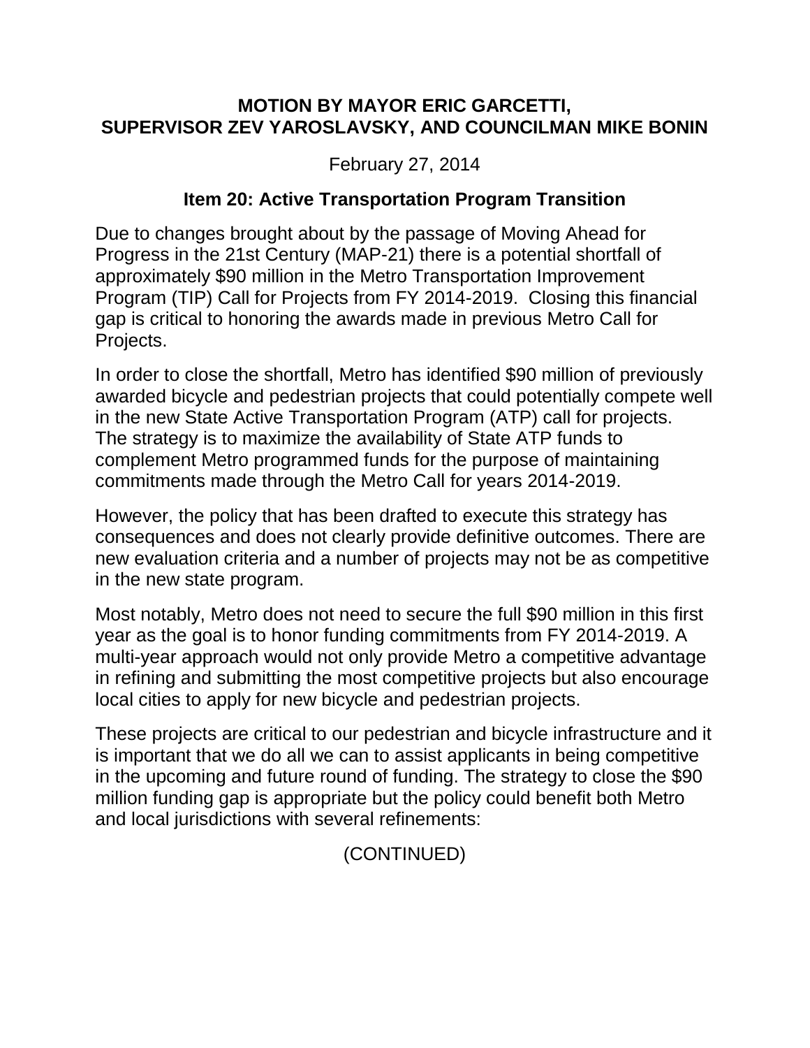**MOTION BY MAYOR ERIC GARCETTI, SUPERVISOR ZEV YAROSLAVSKY, AND COUNCILMAN MIKE BONIN**

February 27, 2014

**Item 20: Active Transportation Program Transition**

Due to changes brought about by the passage of Moving Ahead for Progress in the 21st Century (MAP-21) there is a potential shortfall of approximately $90 million in the Metro Transportation Improvement Program (TIP) Call for Projects from FY 2014-2019. Closing this financial gap is critical to honoring the awards made in previous Metro Call for Projects.

In order to close the shortfall, Metro has identified $90 million of previously awarded bicycle and pedestrian projects that could potentially compete well in the new State Active Transportation Program (ATP) call for projects. The strategy is to maximize the availability of State ATP funds to complement Metro programmed funds for the purpose of maintaining commitments made through the Metro Call for years 2014-2019.

However, the policy that has been drafted to execute this strategy has consequences and does not clearly provide definitive outcomes. There are new evaluation criteria and a number of projects may not be as competitive in the new state program.

Most notably, Metro does not need to secure the full $90 million in this first year as the goal is to honor funding commitments from FY 2014-2019. A multi-year approach would not only provide Metro a competitive advantage in refining and submitting the most competitive projects but also encourage local cities to apply for new bicycle and pedestrian projects.

These projects are critical to our pedestrian and bicycle infrastructure and it is important that we do all we can to assist applicants in being competitive in the upcoming and future round of funding. The strategy to close the $90 million funding gap is appropriate but the policy could benefit both Metro and local jurisdictions with several refinements:

(CONTINUED)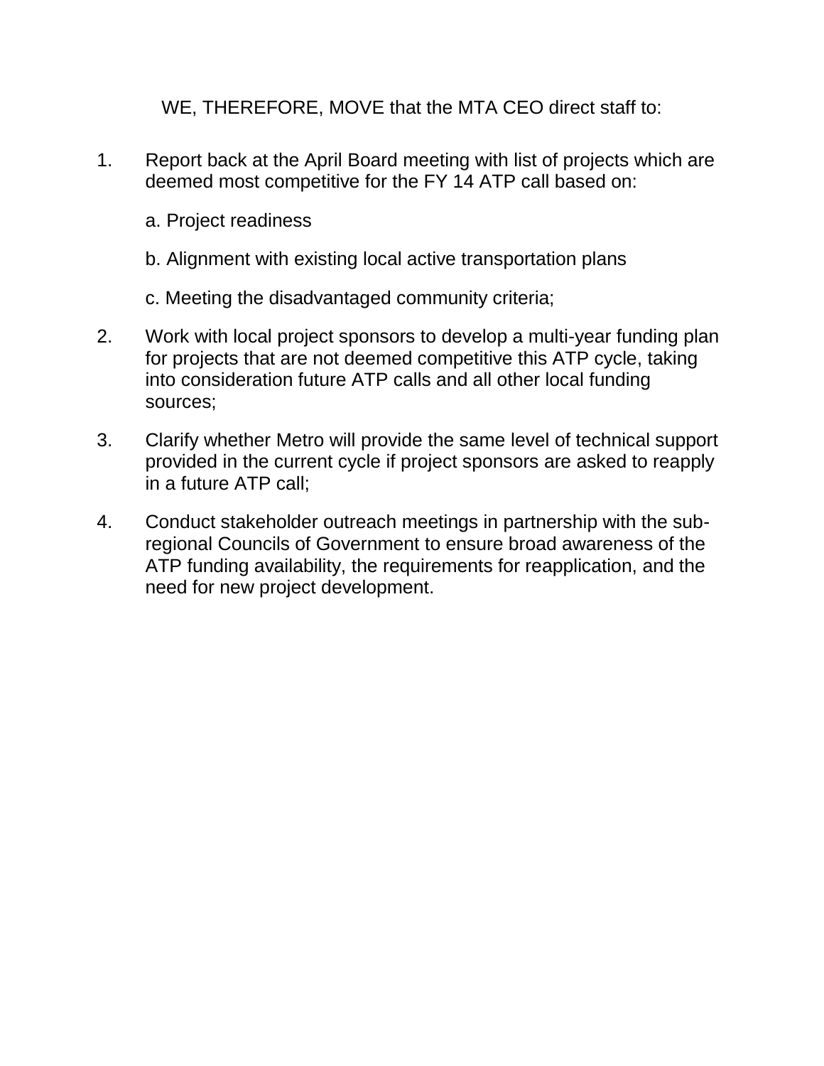WE, THEREFORE, MOVE that the MTA CEO direct staff to:

1. Report back at the April Board meeting with list of projects which are deemed most competitive for the FY 14 ATP call based on:

   a. Project readiness

   b. Alignment with existing local active transportation plans

   c. Meeting the disadvantaged community criteria;

2. Work with local project sponsors to develop a multi-year funding plan for projects that are not deemed competitive this ATP cycle, taking into consideration future ATP calls and all other local funding sources;

3. Clarify whether Metro will provide the same level of technical support provided in the current cycle if project sponsors are asked to reapply in a future ATP call;

4. Conduct stakeholder outreach meetings in partnership with the sub-regional Councils of Government to ensure broad awareness of the ATP funding availability, the requirements for reapplication, and the need for new project development.